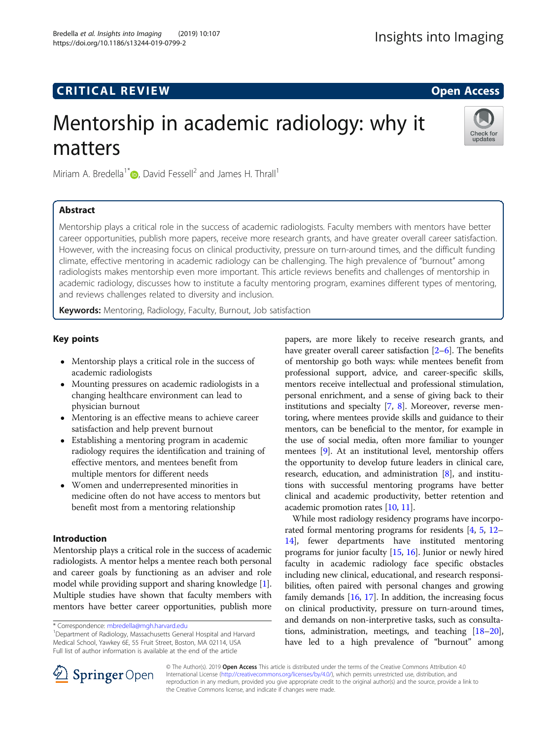CRITICAL REVIEW

Open Access

# Mentorship in academic radiology: why it matters

Miriam A. Bredella[1*], David Fessell[2] and James H. Thrall[1]

## Abstract

Mentorship plays a critical role in the success of academic radiologists. Faculty members with mentors have better career opportunities, publish more papers, receive more research grants, and have greater overall career satisfaction. However, with the increasing focus on clinical productivity, pressure on turn-around times, and the difficult funding climate, effective mentoring in academic radiology can be challenging. The high prevalence of "burnout" among radiologists makes mentorship even more important. This article reviews benefits and challenges of mentorship in academic radiology, discusses how to institute a faculty mentoring program, examines different types of mentoring, and reviews challenges related to diversity and inclusion.

**Keywords:** Mentoring, Radiology, Faculty, Burnout, Job satisfaction

## Key points

- Mentorship plays a critical role in the success of academic radiologists
- Mounting pressures on academic radiologists in a changing healthcare environment can lead to physician burnout
- Mentoring is an effective means to achieve career satisfaction and help prevent burnout
- Establishing a mentoring program in academic radiology requires the identification and training of effective mentors, and mentees benefit from multiple mentors for different needs
- Women and underrepresented minorities in medicine often do not have access to mentors but benefit most from a mentoring relationship

## Introduction

Mentorship plays a critical role in the success of academic radiologists. A mentor helps a mentee reach both personal and career goals by functioning as an adviser and role model while providing support and sharing knowledge [1]. Multiple studies have shown that faculty members with mentors have better career opportunities, publish more papers, are more likely to receive research grants, and have greater overall career satisfaction [2–6]. The benefits of mentorship go both ways: while mentees benefit from professional support, advice, and career-specific skills, mentors receive intellectual and professional stimulation, personal enrichment, and a sense of giving back to their institutions and specialty [7, 8]. Moreover, reverse mentoring, where mentees provide skills and guidance to their mentors, can be beneficial to the mentor, for example in the use of social media, often more familiar to younger mentees [9]. At an institutional level, mentorship offers the opportunity to develop future leaders in clinical care, research, education, and administration [8], and institutions with successful mentoring programs have better clinical and academic productivity, better retention and academic promotion rates [10, 11].

While most radiology residency programs have incorporated formal mentoring programs for residents [4, 5, 12–14], fewer departments have instituted mentoring programs for junior faculty [15, 16]. Junior or newly hired faculty in academic radiology face specific obstacles including new clinical, educational, and research responsibilities, often paired with personal changes and growing family demands [16, 17]. In addition, the increasing focus on clinical productivity, pressure on turn-around times, and demands on non-interpretive tasks, such as consultations, administration, meetings, and teaching [18–20], have led to a high prevalence of "burnout" among

\* Correspondence: mbredella@mgh.harvard.edu
[1]Department of Radiology, Massachusetts General Hospital and Harvard Medical School, Yawkey 6E, 55 Fruit Street, Boston, MA 02114, USA
Full list of author information is available at the end of the article

© The Author(s). 2019 **Open Access** This article is distributed under the terms of the Creative Commons Attribution 4.0 International License (http://creativecommons.org/licenses/by/4.0/), which permits unrestricted use, distribution, and reproduction in any medium, provided you give appropriate credit to the original author(s) and the source, provide a link to the Creative Commons license, and indicate if changes were made.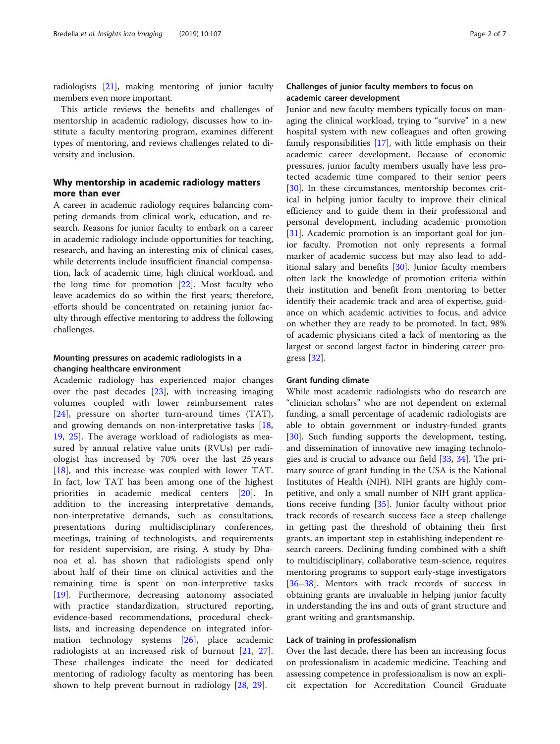radiologists [21], making mentoring of junior faculty members even more important.

This article reviews the benefits and challenges of mentorship in academic radiology, discusses how to institute a faculty mentoring program, examines different types of mentoring, and reviews challenges related to diversity and inclusion.

## Why mentorship in academic radiology matters more than ever

A career in academic radiology requires balancing competing demands from clinical work, education, and research. Reasons for junior faculty to embark on a career in academic radiology include opportunities for teaching, research, and having an interesting mix of clinical cases, while deterrents include insufficient financial compensation, lack of academic time, high clinical workload, and the long time for promotion [22]. Most faculty who leave academics do so within the first years; therefore, efforts should be concentrated on retaining junior faculty through effective mentoring to address the following challenges.

### Mounting pressures on academic radiologists in a changing healthcare environment

Academic radiology has experienced major changes over the past decades [23], with increasing imaging volumes coupled with lower reimbursement rates [24], pressure on shorter turn-around times (TAT), and growing demands on non-interpretative tasks [18, 19, 25]. The average workload of radiologists as measured by annual relative value units (RVUs) per radiologist has increased by 70% over the last 25 years [18], and this increase was coupled with lower TAT. In fact, low TAT has been among one of the highest priorities in academic medical centers [20]. In addition to the increasing interpretative demands, non-interpretative demands, such as consultations, presentations during multidisciplinary conferences, meetings, training of technologists, and requirements for resident supervision, are rising. A study by Dhanoa et al. has shown that radiologists spend only about half of their time on clinical activities and the remaining time is spent on non-interpretive tasks [19]. Furthermore, decreasing autonomy associated with practice standardization, structured reporting, evidence-based recommendations, procedural checklists, and increasing dependence on integrated information technology systems [26], place academic radiologists at an increased risk of burnout [21, 27]. These challenges indicate the need for dedicated mentoring of radiology faculty as mentoring has been shown to help prevent burnout in radiology [28, 29].

### Challenges of junior faculty members to focus on academic career development

Junior and new faculty members typically focus on managing the clinical workload, trying to "survive" in a new hospital system with new colleagues and often growing family responsibilities [17], with little emphasis on their academic career development. Because of economic pressures, junior faculty members usually have less protected academic time compared to their senior peers [30]. In these circumstances, mentorship becomes critical in helping junior faculty to improve their clinical efficiency and to guide them in their professional and personal development, including academic promotion [31]. Academic promotion is an important goal for junior faculty. Promotion not only represents a formal marker of academic success but may also lead to additional salary and benefits [30]. Junior faculty members often lack the knowledge of promotion criteria within their institution and benefit from mentoring to better identify their academic track and area of expertise, guidance on which academic activities to focus, and advice on whether they are ready to be promoted. In fact, 98% of academic physicians cited a lack of mentoring as the largest or second largest factor in hindering career progress [32].

### Grant funding climate

While most academic radiologists who do research are "clinician scholars" who are not dependent on external funding, a small percentage of academic radiologists are able to obtain government or industry-funded grants [30]. Such funding supports the development, testing, and dissemination of innovative new imaging technologies and is crucial to advance our field [33, 34]. The primary source of grant funding in the USA is the National Institutes of Health (NIH). NIH grants are highly competitive, and only a small number of NIH grant applications receive funding [35]. Junior faculty without prior track records of research success face a steep challenge in getting past the threshold of obtaining their first grants, an important step in establishing independent research careers. Declining funding combined with a shift to multidisciplinary, collaborative team-science, requires mentoring programs to support early-stage investigators [36–38]. Mentors with track records of success in obtaining grants are invaluable in helping junior faculty in understanding the ins and outs of grant structure and grant writing and grantsmanship.

### Lack of training in professionalism

Over the last decade, there has been an increasing focus on professionalism in academic medicine. Teaching and assessing competence in professionalism is now an explicit expectation for Accreditation Council Graduate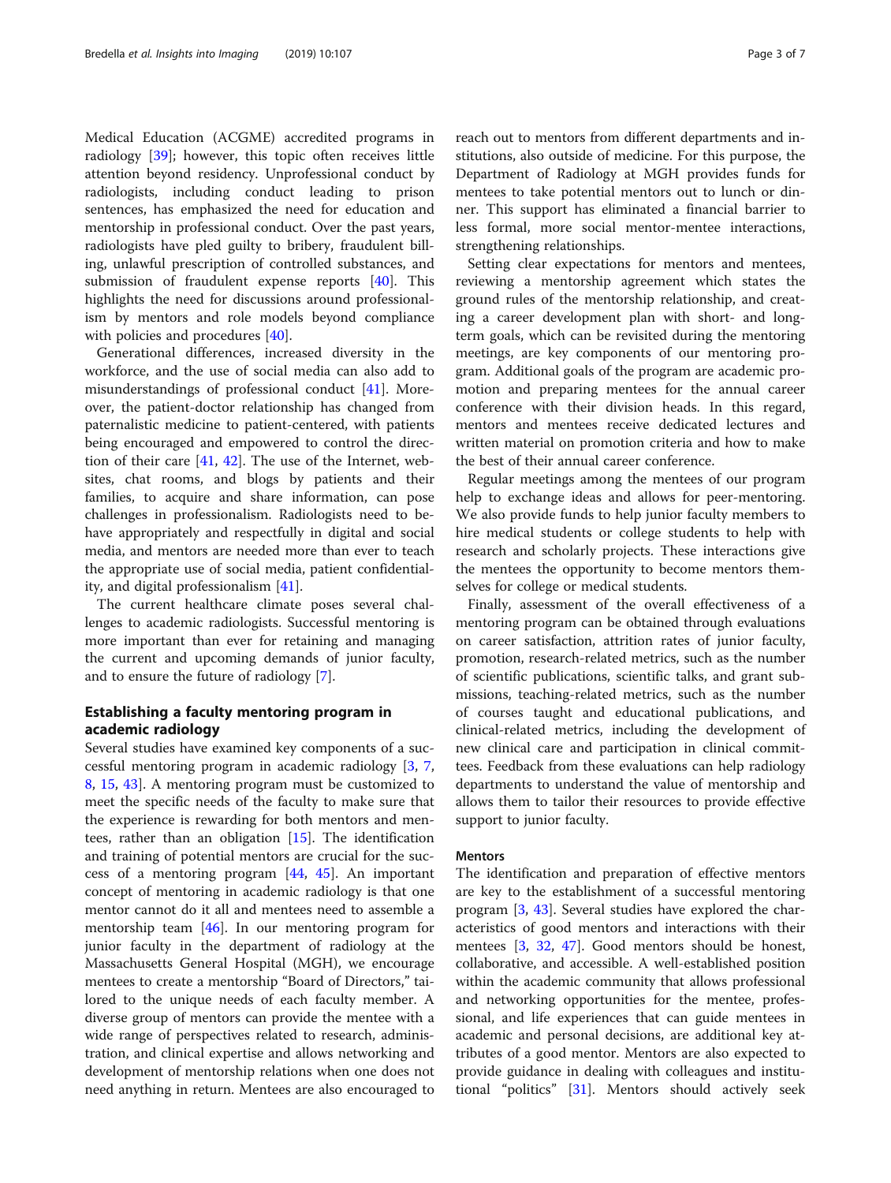Medical Education (ACGME) accredited programs in radiology [39]; however, this topic often receives little attention beyond residency. Unprofessional conduct by radiologists, including conduct leading to prison sentences, has emphasized the need for education and mentorship in professional conduct. Over the past years, radiologists have pled guilty to bribery, fraudulent billing, unlawful prescription of controlled substances, and submission of fraudulent expense reports [40]. This highlights the need for discussions around professionalism by mentors and role models beyond compliance with policies and procedures [40].

Generational differences, increased diversity in the workforce, and the use of social media can also add to misunderstandings of professional conduct [41]. Moreover, the patient-doctor relationship has changed from paternalistic medicine to patient-centered, with patients being encouraged and empowered to control the direction of their care [41, 42]. The use of the Internet, websites, chat rooms, and blogs by patients and their families, to acquire and share information, can pose challenges in professionalism. Radiologists need to behave appropriately and respectfully in digital and social media, and mentors are needed more than ever to teach the appropriate use of social media, patient confidentiality, and digital professionalism [41].

The current healthcare climate poses several challenges to academic radiologists. Successful mentoring is more important than ever for retaining and managing the current and upcoming demands of junior faculty, and to ensure the future of radiology [7].

## Establishing a faculty mentoring program in academic radiology

Several studies have examined key components of a successful mentoring program in academic radiology [3, 7, 8, 15, 43]. A mentoring program must be customized to meet the specific needs of the faculty to make sure that the experience is rewarding for both mentors and mentees, rather than an obligation [15]. The identification and training of potential mentors are crucial for the success of a mentoring program [44, 45]. An important concept of mentoring in academic radiology is that one mentor cannot do it all and mentees need to assemble a mentorship team [46]. In our mentoring program for junior faculty in the department of radiology at the Massachusetts General Hospital (MGH), we encourage mentees to create a mentorship "Board of Directors," tailored to the unique needs of each faculty member. A diverse group of mentors can provide the mentee with a wide range of perspectives related to research, administration, and clinical expertise and allows networking and development of mentorship relations when one does not need anything in return. Mentees are also encouraged to reach out to mentors from different departments and institutions, also outside of medicine. For this purpose, the Department of Radiology at MGH provides funds for mentees to take potential mentors out to lunch or dinner. This support has eliminated a financial barrier to less formal, more social mentor-mentee interactions, strengthening relationships.

Setting clear expectations for mentors and mentees, reviewing a mentorship agreement which states the ground rules of the mentorship relationship, and creating a career development plan with short- and long-term goals, which can be revisited during the mentoring meetings, are key components of our mentoring program. Additional goals of the program are academic promotion and preparing mentees for the annual career conference with their division heads. In this regard, mentors and mentees receive dedicated lectures and written material on promotion criteria and how to make the best of their annual career conference.

Regular meetings among the mentees of our program help to exchange ideas and allows for peer-mentoring. We also provide funds to help junior faculty members to hire medical students or college students to help with research and scholarly projects. These interactions give the mentees the opportunity to become mentors themselves for college or medical students.

Finally, assessment of the overall effectiveness of a mentoring program can be obtained through evaluations on career satisfaction, attrition rates of junior faculty, promotion, research-related metrics, such as the number of scientific publications, scientific talks, and grant submissions, teaching-related metrics, such as the number of courses taught and educational publications, and clinical-related metrics, including the development of new clinical care and participation in clinical committees. Feedback from these evaluations can help radiology departments to understand the value of mentorship and allows them to tailor their resources to provide effective support to junior faculty.

### Mentors

The identification and preparation of effective mentors are key to the establishment of a successful mentoring program [3, 43]. Several studies have explored the characteristics of good mentors and interactions with their mentees [3, 32, 47]. Good mentors should be honest, collaborative, and accessible. A well-established position within the academic community that allows professional and networking opportunities for the mentee, professional, and life experiences that can guide mentees in academic and personal decisions, are additional key attributes of a good mentor. Mentors are also expected to provide guidance in dealing with colleagues and institutional "politics" [31]. Mentors should actively seek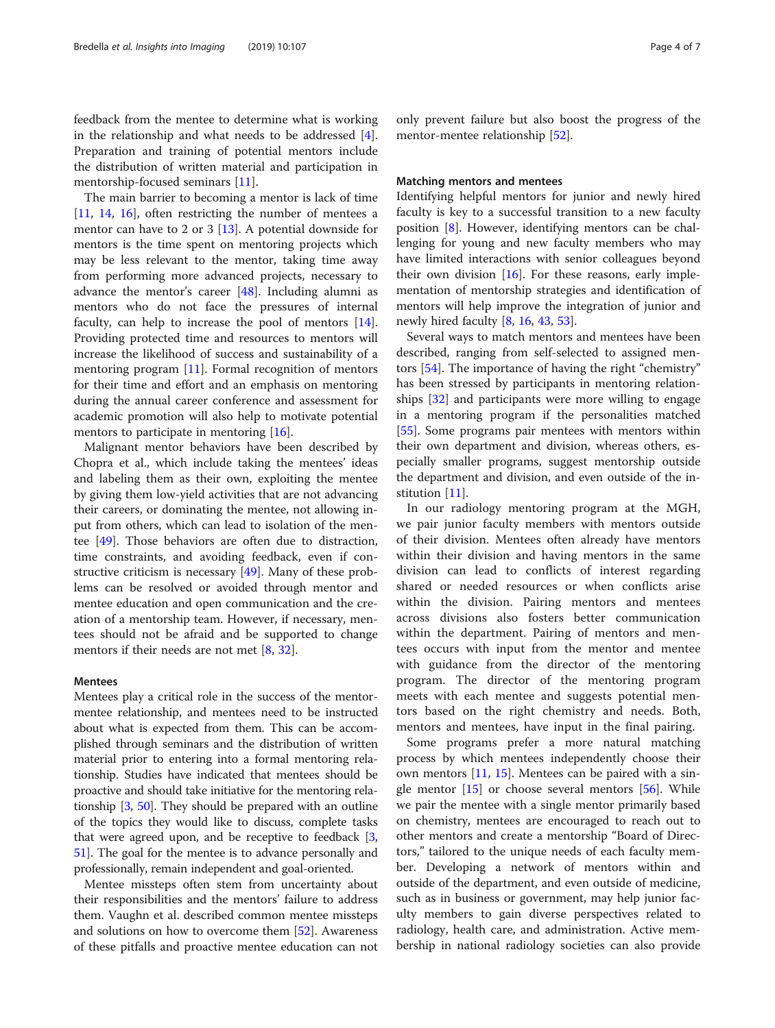feedback from the mentee to determine what is working in the relationship and what needs to be addressed [4]. Preparation and training of potential mentors include the distribution of written material and participation in mentorship-focused seminars [11].

The main barrier to becoming a mentor is lack of time [11, 14, 16], often restricting the number of mentees a mentor can have to 2 or 3 [13]. A potential downside for mentors is the time spent on mentoring projects which may be less relevant to the mentor, taking time away from performing more advanced projects, necessary to advance the mentor's career [48]. Including alumni as mentors who do not face the pressures of internal faculty, can help to increase the pool of mentors [14]. Providing protected time and resources to mentors will increase the likelihood of success and sustainability of a mentoring program [11]. Formal recognition of mentors for their time and effort and an emphasis on mentoring during the annual career conference and assessment for academic promotion will also help to motivate potential mentors to participate in mentoring [16].

Malignant mentor behaviors have been described by Chopra et al., which include taking the mentees' ideas and labeling them as their own, exploiting the mentee by giving them low-yield activities that are not advancing their careers, or dominating the mentee, not allowing input from others, which can lead to isolation of the mentee [49]. Those behaviors are often due to distraction, time constraints, and avoiding feedback, even if constructive criticism is necessary [49]. Many of these problems can be resolved or avoided through mentor and mentee education and open communication and the creation of a mentorship team. However, if necessary, mentees should not be afraid and be supported to change mentors if their needs are not met [8, 32].

### Mentees

Mentees play a critical role in the success of the mentor-mentee relationship, and mentees need to be instructed about what is expected from them. This can be accomplished through seminars and the distribution of written material prior to entering into a formal mentoring relationship. Studies have indicated that mentees should be proactive and should take initiative for the mentoring relationship [3, 50]. They should be prepared with an outline of the topics they would like to discuss, complete tasks that were agreed upon, and be receptive to feedback [3, 51]. The goal for the mentee is to advance personally and professionally, remain independent and goal-oriented.

Mentee missteps often stem from uncertainty about their responsibilities and the mentors' failure to address them. Vaughn et al. described common mentee missteps and solutions on how to overcome them [52]. Awareness of these pitfalls and proactive mentee education can not only prevent failure but also boost the progress of the mentor-mentee relationship [52].

### Matching mentors and mentees

Identifying helpful mentors for junior and newly hired faculty is key to a successful transition to a new faculty position [8]. However, identifying mentors can be challenging for young and new faculty members who may have limited interactions with senior colleagues beyond their own division [16]. For these reasons, early implementation of mentorship strategies and identification of mentors will help improve the integration of junior and newly hired faculty [8, 16, 43, 53].

Several ways to match mentors and mentees have been described, ranging from self-selected to assigned mentors [54]. The importance of having the right "chemistry" has been stressed by participants in mentoring relationships [32] and participants were more willing to engage in a mentoring program if the personalities matched [55]. Some programs pair mentees with mentors within their own department and division, whereas others, especially smaller programs, suggest mentorship outside the department and division, and even outside of the institution [11].

In our radiology mentoring program at the MGH, we pair junior faculty members with mentors outside of their division. Mentees often already have mentors within their division and having mentors in the same division can lead to conflicts of interest regarding shared or needed resources or when conflicts arise within the division. Pairing mentors and mentees across divisions also fosters better communication within the department. Pairing of mentors and mentees occurs with input from the mentor and mentee with guidance from the director of the mentoring program. The director of the mentoring program meets with each mentee and suggests potential mentors based on the right chemistry and needs. Both, mentors and mentees, have input in the final pairing.

Some programs prefer a more natural matching process by which mentees independently choose their own mentors [11, 15]. Mentees can be paired with a single mentor [15] or choose several mentors [56]. While we pair the mentee with a single mentor primarily based on chemistry, mentees are encouraged to reach out to other mentors and create a mentorship "Board of Directors," tailored to the unique needs of each faculty member. Developing a network of mentors within and outside of the department, and even outside of medicine, such as in business or government, may help junior faculty members to gain diverse perspectives related to radiology, health care, and administration. Active membership in national radiology societies can also provide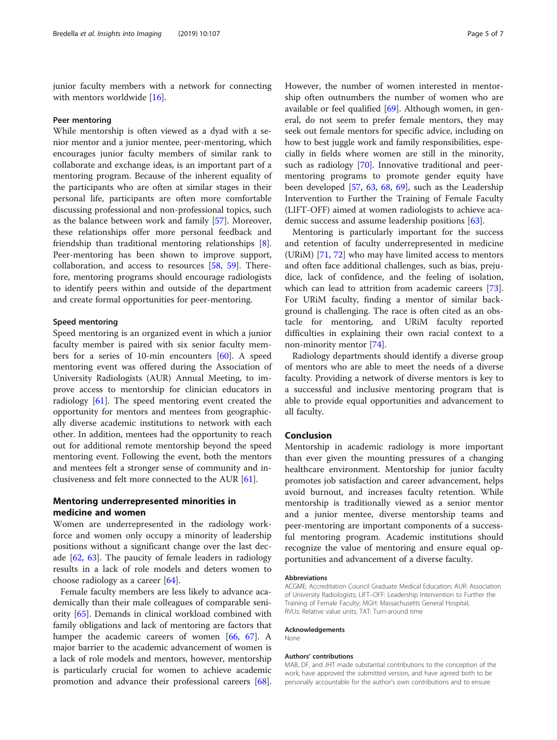junior faculty members with a network for connecting with mentors worldwide [16].

### Peer mentoring

While mentorship is often viewed as a dyad with a senior mentor and a junior mentee, peer-mentoring, which encourages junior faculty members of similar rank to collaborate and exchange ideas, is an important part of a mentoring program. Because of the inherent equality of the participants who are often at similar stages in their personal life, participants are often more comfortable discussing professional and non-professional topics, such as the balance between work and family [57]. Moreover, these relationships offer more personal feedback and friendship than traditional mentoring relationships [8]. Peer-mentoring has been shown to improve support, collaboration, and access to resources [58, 59]. Therefore, mentoring programs should encourage radiologists to identify peers within and outside of the department and create formal opportunities for peer-mentoring.

### Speed mentoring

Speed mentoring is an organized event in which a junior faculty member is paired with six senior faculty members for a series of 10-min encounters [60]. A speed mentoring event was offered during the Association of University Radiologists (AUR) Annual Meeting, to improve access to mentorship for clinician educators in radiology [61]. The speed mentoring event created the opportunity for mentors and mentees from geographically diverse academic institutions to network with each other. In addition, mentees had the opportunity to reach out for additional remote mentorship beyond the speed mentoring event. Following the event, both the mentors and mentees felt a stronger sense of community and inclusiveness and felt more connected to the AUR [61].

## Mentoring underrepresented minorities in medicine and women

Women are underrepresented in the radiology workforce and women only occupy a minority of leadership positions without a significant change over the last decade [62, 63]. The paucity of female leaders in radiology results in a lack of role models and deters women to choose radiology as a career [64].

Female faculty members are less likely to advance academically than their male colleagues of comparable seniority [65]. Demands in clinical workload combined with family obligations and lack of mentoring are factors that hamper the academic careers of women [66, 67]. A major barrier to the academic advancement of women is a lack of role models and mentors, however, mentorship is particularly crucial for women to achieve academic promotion and advance their professional careers [68]. However, the number of women interested in mentorship often outnumbers the number of women who are available or feel qualified [69]. Although women, in general, do not seem to prefer female mentors, they may seek out female mentors for specific advice, including on how to best juggle work and family responsibilities, especially in fields where women are still in the minority, such as radiology [70]. Innovative traditional and peer-mentoring programs to promote gender equity have been developed [57, 63, 68, 69], such as the Leadership Intervention to Further the Training of Female Faculty (LIFT-OFF) aimed at women radiologists to achieve academic success and assume leadership positions [63].

Mentoring is particularly important for the success and retention of faculty underrepresented in medicine (URiM) [71, 72] who may have limited access to mentors and often face additional challenges, such as bias, prejudice, lack of confidence, and the feeling of isolation, which can lead to attrition from academic careers [73]. For URiM faculty, finding a mentor of similar background is challenging. The race is often cited as an obstacle for mentoring, and URiM faculty reported difficulties in explaining their own racial context to a non-minority mentor [74].

Radiology departments should identify a diverse group of mentors who are able to meet the needs of a diverse faculty. Providing a network of diverse mentors is key to a successful and inclusive mentoring program that is able to provide equal opportunities and advancement to all faculty.

## Conclusion

Mentorship in academic radiology is more important than ever given the mounting pressures of a changing healthcare environment. Mentorship for junior faculty promotes job satisfaction and career advancement, helps avoid burnout, and increases faculty retention. While mentorship is traditionally viewed as a senior mentor and a junior mentee, diverse mentorship teams and peer-mentoring are important components of a successful mentoring program. Academic institutions should recognize the value of mentoring and ensure equal opportunities and advancement of a diverse faculty.

#### Abbreviations

ACGME: Accreditation Council Graduate Medical Education; AUR: Association of University Radiologists; LIFT–OFF: Leadership Intervention to Further the Training of Female Faculty; MGH: Massachusetts General Hospital; RVUs: Relative value units; TAT: Turn-around time

#### Acknowledgements

None

#### Authors' contributions

MAB, DF, and JHT made substantial contributions to the conception of the work, have approved the submitted version, and have agreed both to be personally accountable for the author's own contributions and to ensure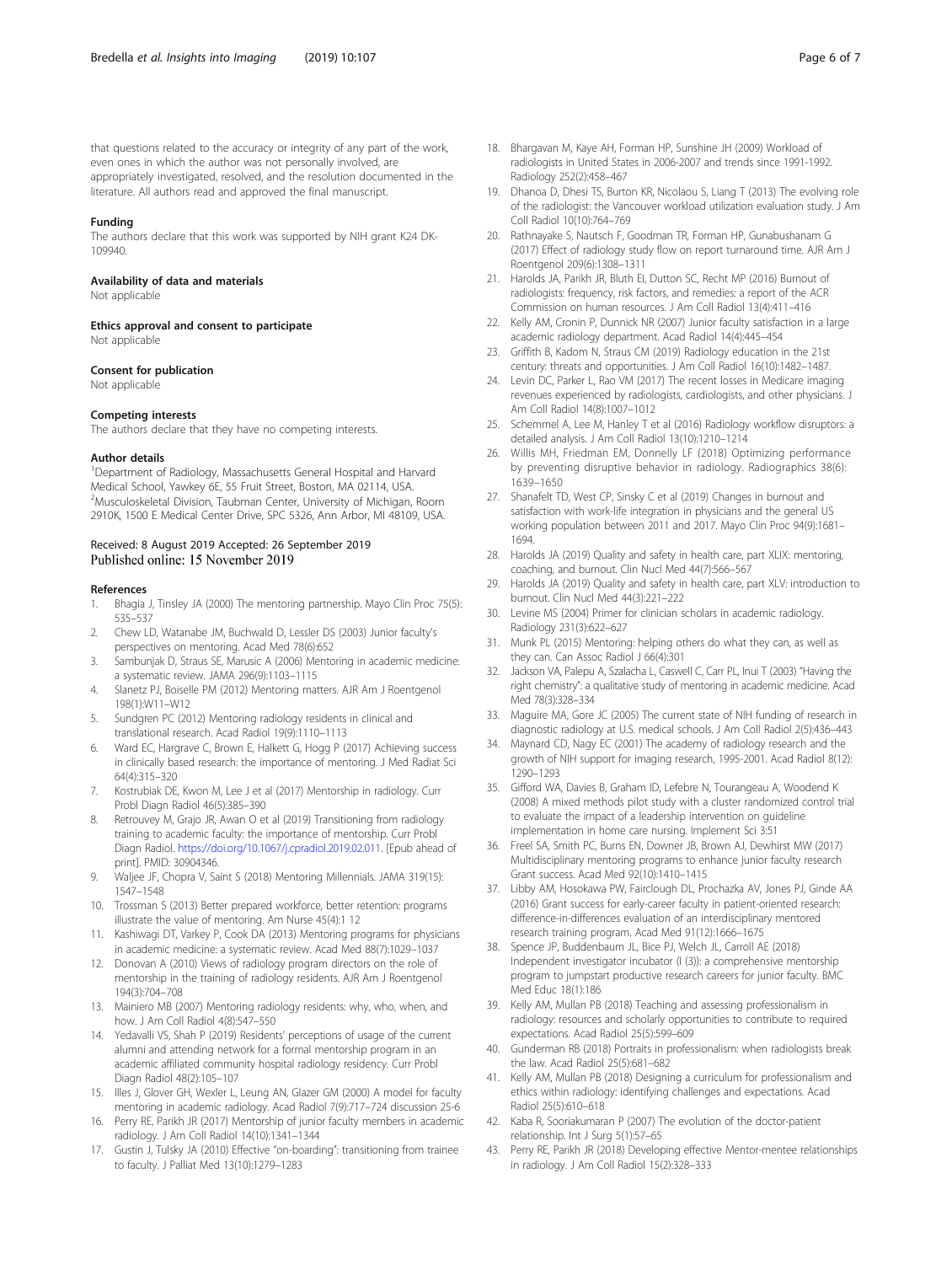that questions related to the accuracy or integrity of any part of the work, even ones in which the author was not personally involved, are appropriately investigated, resolved, and the resolution documented in the literature. All authors read and approved the final manuscript.

### Funding

The authors declare that this work was supported by NIH grant K24 DK-109940.

### Availability of data and materials

Not applicable

### Ethics approval and consent to participate

Not applicable

### Consent for publication

Not applicable

### Competing interests

The authors declare that they have no competing interests.

### Author details

[1]Department of Radiology, Massachusetts General Hospital and Harvard Medical School, Yawkey 6E, 55 Fruit Street, Boston, MA 02114, USA. [2]Musculoskeletal Division, Taubman Center, University of Michigan, Room 2910K, 1500 E Medical Center Drive, SPC 5326, Ann Arbor, MI 48109, USA.

Received: 8 August 2019 Accepted: 26 September 2019
Published online: 15 November 2019

### References

1. Bhagia J, Tinsley JA (2000) The mentoring partnership. Mayo Clin Proc 75(5): 535–537
2. Chew LD, Watanabe JM, Buchwald D, Lessler DS (2003) Junior faculty's perspectives on mentoring. Acad Med 78(6):652
3. Sambunjak D, Straus SE, Marusic A (2006) Mentoring in academic medicine: a systematic review. JAMA 296(9):1103–1115
4. Slanetz PJ, Boiselle PM (2012) Mentoring matters. AJR Am J Roentgenol 198(1):W11–W12
5. Sundgren PC (2012) Mentoring radiology residents in clinical and translational research. Acad Radiol 19(9):1110–1113
6. Ward EC, Hargrave C, Brown E, Halkett G, Hogg P (2017) Achieving success in clinically based research: the importance of mentoring. J Med Radiat Sci 64(4):315–320
7. Kostrubiak DE, Kwon M, Lee J et al (2017) Mentorship in radiology. Curr Probl Diagn Radiol 46(5):385–390
8. Retrouvey M, Grajo JR, Awan O et al (2019) Transitioning from radiology training to academic faculty: the importance of mentorship. Curr Probl Diagn Radiol. https://doi.org/10.1067/j.cpradiol.2019.02.011. [Epub ahead of print]. PMID: 30904346.
9. Waljee JF, Chopra V, Saint S (2018) Mentoring Millennials. JAMA 319(15): 1547–1548
10. Trossman S (2013) Better prepared workforce, better retention: programs illustrate the value of mentoring. Am Nurse 45(4):1 12
11. Kashiwagi DT, Varkey P, Cook DA (2013) Mentoring programs for physicians in academic medicine: a systematic review. Acad Med 88(7):1029–1037
12. Donovan A (2010) Views of radiology program directors on the role of mentorship in the training of radiology residents. AJR Am J Roentgenol 194(3):704–708
13. Mainiero MB (2007) Mentoring radiology residents: why, who, when, and how. J Am Coll Radiol 4(8):547–550
14. Yedavalli VS, Shah P (2019) Residents' perceptions of usage of the current alumni and attending network for a formal mentorship program in an academic affiliated community hospital radiology residency. Curr Probl Diagn Radiol 48(2):105–107
15. Illes J, Glover GH, Wexler L, Leung AN, Glazer GM (2000) A model for faculty mentoring in academic radiology. Acad Radiol 7(9):717–724 discussion 25-6
16. Perry RE, Parikh JR (2017) Mentorship of junior faculty members in academic radiology. J Am Coll Radiol 14(10):1341–1344
17. Gustin J, Tulsky JA (2010) Effective "on-boarding": transitioning from trainee to faculty. J Palliat Med 13(10):1279–1283
18. Bhargavan M, Kaye AH, Forman HP, Sunshine JH (2009) Workload of radiologists in United States in 2006-2007 and trends since 1991-1992. Radiology 252(2):458–467
19. Dhanoa D, Dhesi TS, Burton KR, Nicolaou S, Liang T (2013) The evolving role of the radiologist: the Vancouver workload utilization evaluation study. J Am Coll Radiol 10(10):764–769
20. Rathnayake S, Nautsch F, Goodman TR, Forman HP, Gunabushanam G (2017) Effect of radiology study flow on report turnaround time. AJR Am J Roentgenol 209(6):1308–1311
21. Harolds JA, Parikh JR, Bluth EI, Dutton SC, Recht MP (2016) Burnout of radiologists: frequency, risk factors, and remedies: a report of the ACR Commission on human resources. J Am Coll Radiol 13(4):411–416
22. Kelly AM, Cronin P, Dunnick NR (2007) Junior faculty satisfaction in a large academic radiology department. Acad Radiol 14(4):445–454
23. Griffith B, Kadom N, Straus CM (2019) Radiology education in the 21st century: threats and opportunities. J Am Coll Radiol 16(10):1482–1487.
24. Levin DC, Parker L, Rao VM (2017) The recent losses in Medicare imaging revenues experienced by radiologists, cardiologists, and other physicians. J Am Coll Radiol 14(8):1007–1012
25. Schemmel A, Lee M, Hanley T et al (2016) Radiology workflow disruptors: a detailed analysis. J Am Coll Radiol 13(10):1210–1214
26. Willis MH, Friedman EM, Donnelly LF (2018) Optimizing performance by preventing disruptive behavior in radiology. Radiographics 38(6): 1639–1650
27. Shanafelt TD, West CP, Sinsky C et al (2019) Changes in burnout and satisfaction with work-life integration in physicians and the general US working population between 2011 and 2017. Mayo Clin Proc 94(9):1681–1694.
28. Harolds JA (2019) Quality and safety in health care, part XLIX: mentoring, coaching, and burnout. Clin Nucl Med 44(7):566–567
29. Harolds JA (2019) Quality and safety in health care, part XLV: introduction to burnout. Clin Nucl Med 44(3):221–222
30. Levine MS (2004) Primer for clinician scholars in academic radiology. Radiology 231(3):622–627
31. Munk PL (2015) Mentoring: helping others do what they can, as well as they can. Can Assoc Radiol J 66(4):301
32. Jackson VA, Palepu A, Szalacha L, Caswell C, Carr PL, Inui T (2003) "Having the right chemistry": a qualitative study of mentoring in academic medicine. Acad Med 78(3):328–334
33. Maguire MA, Gore JC (2005) The current state of NIH funding of research in diagnostic radiology at U.S. medical schools. J Am Coll Radiol 2(5):436–443
34. Maynard CD, Nagy EC (2001) The academy of radiology research and the growth of NIH support for imaging research, 1995-2001. Acad Radiol 8(12): 1290–1293
35. Gifford WA, Davies B, Graham ID, Lefebre N, Tourangeau A, Woodend K (2008) A mixed methods pilot study with a cluster randomized control trial to evaluate the impact of a leadership intervention on guideline implementation in home care nursing. Implement Sci 3:51
36. Freel SA, Smith PC, Burns EN, Downer JB, Brown AJ, Dewhirst MW (2017) Multidisciplinary mentoring programs to enhance junior faculty research Grant success. Acad Med 92(10):1410–1415
37. Libby AM, Hosokawa PW, Fairclough DL, Prochazka AV, Jones PJ, Ginde AA (2016) Grant success for early-career faculty in patient-oriented research: difference-in-differences evaluation of an interdisciplinary mentored research training program. Acad Med 91(12):1666–1675
38. Spence JP, Buddenbaum JL, Bice PJ, Welch JL, Carroll AE (2018) Independent investigator incubator (I (3)): a comprehensive mentorship program to jumpstart productive research careers for junior faculty. BMC Med Educ 18(1):186
39. Kelly AM, Mullan PB (2018) Teaching and assessing professionalism in radiology: resources and scholarly opportunities to contribute to required expectations. Acad Radiol 25(5):599–609
40. Gunderman RB (2018) Portraits in professionalism: when radiologists break the law. Acad Radiol 25(5):681–682
41. Kelly AM, Mullan PB (2018) Designing a curriculum for professionalism and ethics within radiology: identifying challenges and expectations. Acad Radiol 25(5):610–618
42. Kaba R, Sooriakumaran P (2007) The evolution of the doctor-patient relationship. Int J Surg 5(1):57–65
43. Perry RE, Parikh JR (2018) Developing effective Mentor-mentee relationships in radiology. J Am Coll Radiol 15(2):328–333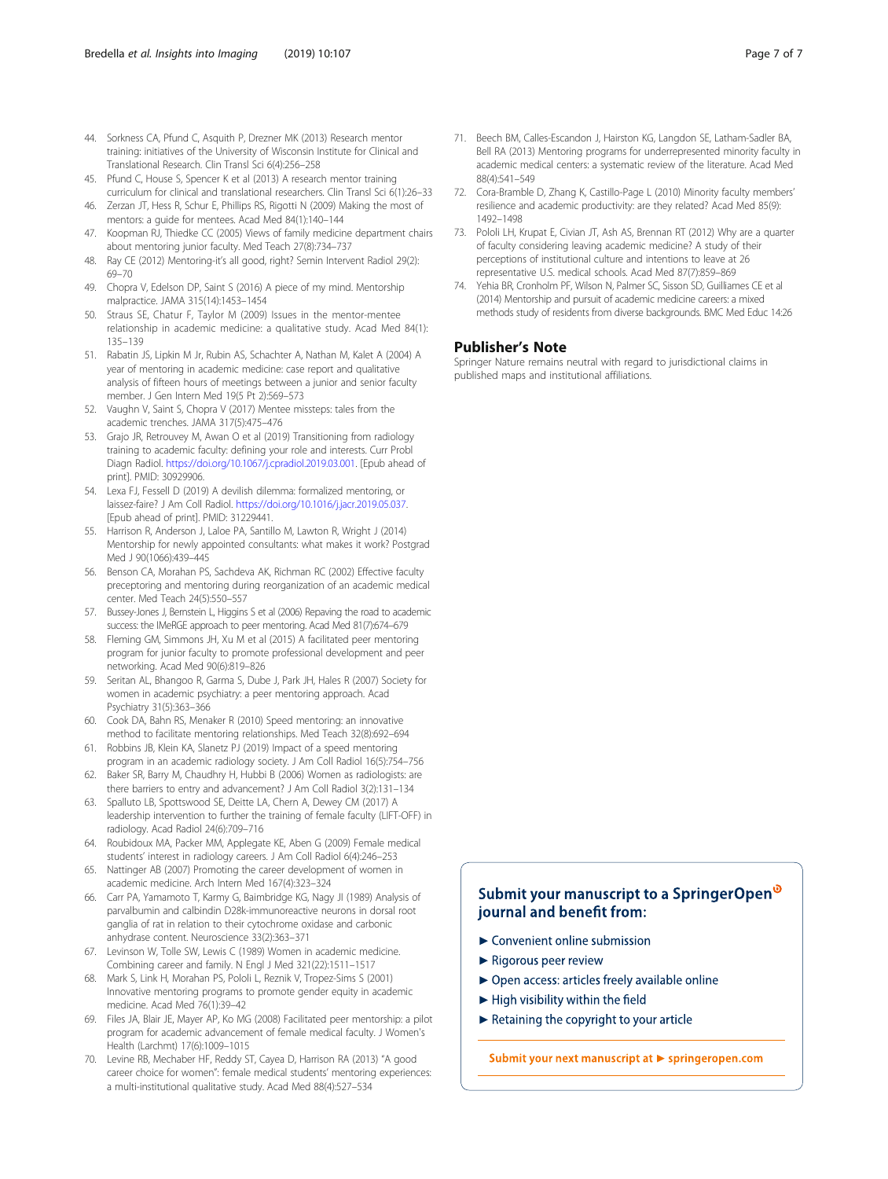44. Sorkness CA, Pfund C, Asquith P, Drezner MK (2013) Research mentor training: initiatives of the University of Wisconsin Institute for Clinical and Translational Research. Clin Transl Sci 6(4):256–258
45. Pfund C, House S, Spencer K et al (2013) A research mentor training curriculum for clinical and translational researchers. Clin Transl Sci 6(1):26–33
46. Zerzan JT, Hess R, Schur E, Phillips RS, Rigotti N (2009) Making the most of mentors: a guide for mentees. Acad Med 84(1):140–144
47. Koopman RJ, Thiedke CC (2005) Views of family medicine department chairs about mentoring junior faculty. Med Teach 27(8):734–737
48. Ray CE (2012) Mentoring-it's all good, right? Semin Intervent Radiol 29(2): 69–70
49. Chopra V, Edelson DP, Saint S (2016) A piece of my mind. Mentorship malpractice. JAMA 315(14):1453–1454
50. Straus SE, Chatur F, Taylor M (2009) Issues in the mentor-mentee relationship in academic medicine: a qualitative study. Acad Med 84(1): 135–139
51. Rabatin JS, Lipkin M Jr, Rubin AS, Schachter A, Nathan M, Kalet A (2004) A year of mentoring in academic medicine: case report and qualitative analysis of fifteen hours of meetings between a junior and senior faculty member. J Gen Intern Med 19(5 Pt 2):569–573
52. Vaughn V, Saint S, Chopra V (2017) Mentee missteps: tales from the academic trenches. JAMA 317(5):475–476
53. Grajo JR, Retrouvey M, Awan O et al (2019) Transitioning from radiology training to academic faculty: defining your role and interests. Curr Probl Diagn Radiol. https://doi.org/10.1067/j.cpradiol.2019.03.001. [Epub ahead of print]. PMID: 30929906.
54. Lexa FJ, Fessell D (2019) A devilish dilemma: formalized mentoring, or laissez-faire? J Am Coll Radiol. https://doi.org/10.1016/j.jacr.2019.05.037. [Epub ahead of print]. PMID: 31229441.
55. Harrison R, Anderson J, Laloe PA, Santillo M, Lawton R, Wright J (2014) Mentorship for newly appointed consultants: what makes it work? Postgrad Med J 90(1066):439–445
56. Benson CA, Morahan PS, Sachdeva AK, Richman RC (2002) Effective faculty preceptoring and mentoring during reorganization of an academic medical center. Med Teach 24(5):550–557
57. Bussey-Jones J, Bernstein L, Higgins S et al (2006) Repaving the road to academic success: the IMeRGE approach to peer mentoring. Acad Med 81(7):674–679
58. Fleming GM, Simmons JH, Xu M et al (2015) A facilitated peer mentoring program for junior faculty to promote professional development and peer networking. Acad Med 90(6):819–826
59. Seritan AL, Bhangoo R, Garma S, Dube J, Park JH, Hales R (2007) Society for women in academic psychiatry: a peer mentoring approach. Acad Psychiatry 31(5):363–366
60. Cook DA, Bahn RS, Menaker R (2010) Speed mentoring: an innovative method to facilitate mentoring relationships. Med Teach 32(8):692–694
61. Robbins JB, Klein KA, Slanetz PJ (2019) Impact of a speed mentoring program in an academic radiology society. J Am Coll Radiol 16(5):754–756
62. Baker SR, Barry M, Chaudhry H, Hubbi B (2006) Women as radiologists: are there barriers to entry and advancement? J Am Coll Radiol 3(2):131–134
63. Spalluto LB, Spottswood SE, Deitte LA, Chern A, Dewey CM (2017) A leadership intervention to further the training of female faculty (LIFT-OFF) in radiology. Acad Radiol 24(6):709–716
64. Roubidoux MA, Packer MM, Applegate KE, Aben G (2009) Female medical students' interest in radiology careers. J Am Coll Radiol 6(4):246–253
65. Nattinger AB (2007) Promoting the career development of women in academic medicine. Arch Intern Med 167(4):323–324
66. Carr PA, Yamamoto T, Karmy G, Baimbridge KG, Nagy JI (1989) Analysis of parvalbumin and calbindin D28k-immunoreactive neurons in dorsal root ganglia of rat in relation to their cytochrome oxidase and carbonic anhydrase content. Neuroscience 33(2):363–371
67. Levinson W, Tolle SW, Lewis C (1989) Women in academic medicine. Combining career and family. N Engl J Med 321(22):1511–1517
68. Mark S, Link H, Morahan PS, Pololi L, Reznik V, Tropez-Sims S (2001) Innovative mentoring programs to promote gender equity in academic medicine. Acad Med 76(1):39–42
69. Files JA, Blair JE, Mayer AP, Ko MG (2008) Facilitated peer mentorship: a pilot program for academic advancement of female medical faculty. J Women's Health (Larchmt) 17(6):1009–1015
70. Levine RB, Mechaber HF, Reddy ST, Cayea D, Harrison RA (2013) "A good career choice for women": female medical students' mentoring experiences: a multi-institutional qualitative study. Acad Med 88(4):527–534
71. Beech BM, Calles-Escandon J, Hairston KG, Langdon SE, Latham-Sadler BA, Bell RA (2013) Mentoring programs for underrepresented minority faculty in academic medical centers: a systematic review of the literature. Acad Med 88(4):541–549
72. Cora-Bramble D, Zhang K, Castillo-Page L (2010) Minority faculty members' resilience and academic productivity: are they related? Acad Med 85(9): 1492–1498
73. Pololi LH, Krupat E, Civian JT, Ash AS, Brennan RT (2012) Why are a quarter of faculty considering leaving academic medicine? A study of their perceptions of institutional culture and intentions to leave at 26 representative U.S. medical schools. Acad Med 87(7):859–869
74. Yehia BR, Cronholm PF, Wilson N, Palmer SC, Sisson SD, Guilliames CE et al (2014) Mentorship and pursuit of academic medicine careers: a mixed methods study of residents from diverse backgrounds. BMC Med Educ 14:26

## Publisher's Note

Springer Nature remains neutral with regard to jurisdictional claims in published maps and institutional affiliations.

**Submit your manuscript to a SpringerOpen journal and benefit from:**

- Convenient online submission
- Rigorous peer review
- Open access: articles freely available online
- High visibility within the field
- Retaining the copyright to your article

**Submit your next manuscript at ▶ springeropen.com**